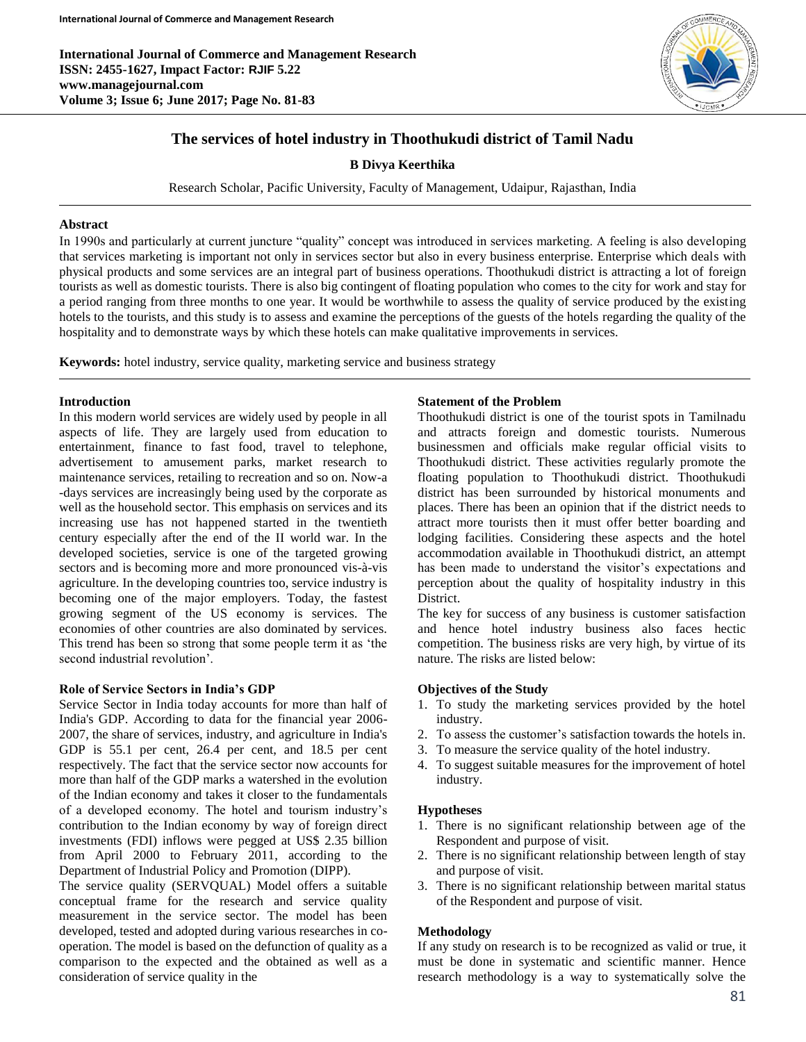# The services of hotel industry in Thoothukudi district of Tamil Nadu

**B Divya Keerthika**

Research Scholar, Pacific University, Faculty of Management, Udaipur, Rajasthan, India

## Abstract

In 1990s and particularly at current juncture "quality" concept was introduced in services marketing. A feeling is also developing that services marketing is important not only in services sector but also in every business enterprise. Enterprise which deals with physical products and some services are an integral part of business operations. Thoothukudi district is attracting a lot of foreign tourists as well as domestic tourists. There is also big contingent of floating population who comes to the city for work and stay for a period ranging from three months to one year. It would be worthwhile to assess the quality of service produced by the existing hotels to the tourists, and this study is to assess and examine the perceptions of the guests of the hotels regarding the quality of the hospitality and to demonstrate ways by which these hotels can make qualitative improvements in services.

**Keywords:** hotel industry, service quality, marketing service and business strategy

## Introduction

In this modern world services are widely used by people in all aspects of life. They are largely used from education to entertainment, finance to fast food, travel to telephone, advertisement to amusement parks, market research to maintenance services, retailing to recreation and so on. Now-a-days services are increasingly being used by the corporate as well as the household sector. This emphasis on services and its increasing use has not happened started in the twentieth century especially after the end of the II world war. In the developed societies, service is one of the targeted growing sectors and is becoming more and more pronounced vis-à-vis agriculture. In the developing countries too, service industry is becoming one of the major employers. Today, the fastest growing segment of the US economy is services. The economies of other countries are also dominated by services. This trend has been so strong that some people term it as 'the second industrial revolution'.

## Role of Service Sectors in India's GDP

Service Sector in India today accounts for more than half of India's GDP. According to data for the financial year 2006-2007, the share of services, industry, and agriculture in India's GDP is 55.1 per cent, 26.4 per cent, and 18.5 per cent respectively. The fact that the service sector now accounts for more than half of the GDP marks a watershed in the evolution of the Indian economy and takes it closer to the fundamentals of a developed economy. The hotel and tourism industry's contribution to the Indian economy by way of foreign direct investments (FDI) inflows were pegged at US$ 2.35 billion from April 2000 to February 2011, according to the Department of Industrial Policy and Promotion (DIPP).

The service quality (SERVQUAL) Model offers a suitable conceptual frame for the research and service quality measurement in the service sector. The model has been developed, tested and adopted during various researches in co-operation. The model is based on the defunction of quality as a comparison to the expected and the obtained as well as a consideration of service quality in the

## Statement of the Problem

Thoothukudi district is one of the tourist spots in Tamilnadu and attracts foreign and domestic tourists. Numerous businessmen and officials make regular official visits to Thoothukudi district. These activities regularly promote the floating population to Thoothukudi district. Thoothukudi district has been surrounded by historical monuments and places. There has been an opinion that if the district needs to attract more tourists then it must offer better boarding and lodging facilities. Considering these aspects and the hotel accommodation available in Thoothukudi district, an attempt has been made to understand the visitor's expectations and perception about the quality of hospitality industry in this District.

The key for success of any business is customer satisfaction and hence hotel industry business also faces hectic competition. The business risks are very high, by virtue of its nature. The risks are listed below:

## Objectives of the Study

1. To study the marketing services provided by the hotel industry.
2. To assess the customer's satisfaction towards the hotels in.
3. To measure the service quality of the hotel industry.
4. To suggest suitable measures for the improvement of hotel industry.

## Hypotheses

1. There is no significant relationship between age of the Respondent and purpose of visit.
2. There is no significant relationship between length of stay and purpose of visit.
3. There is no significant relationship between marital status of the Respondent and purpose of visit.

## Methodology

If any study on research is to be recognized as valid or true, it must be done in systematic and scientific manner. Hence research methodology is a way to systematically solve the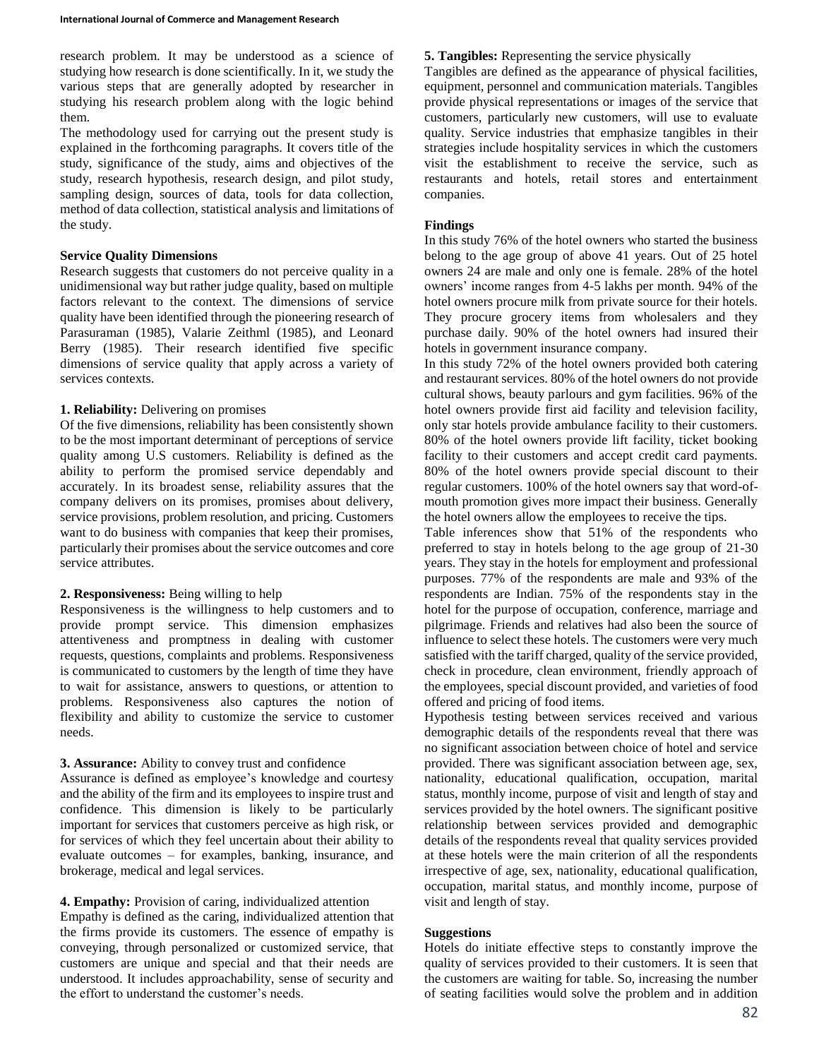research problem. It may be understood as a science of studying how research is done scientifically. In it, we study the various steps that are generally adopted by researcher in studying his research problem along with the logic behind them.

The methodology used for carrying out the present study is explained in the forthcoming paragraphs. It covers title of the study, significance of the study, aims and objectives of the study, research hypothesis, research design, and pilot study, sampling design, sources of data, tools for data collection, method of data collection, statistical analysis and limitations of the study.

**Service Quality Dimensions**

Research suggests that customers do not perceive quality in a unidimensional way but rather judge quality, based on multiple factors relevant to the context. The dimensions of service quality have been identified through the pioneering research of Parasuraman (1985), Valarie Zeithml (1985), and Leonard Berry (1985). Their research identified five specific dimensions of service quality that apply across a variety of services contexts.

**1. Reliability:** Delivering on promises

Of the five dimensions, reliability has been consistently shown to be the most important determinant of perceptions of service quality among U.S customers. Reliability is defined as the ability to perform the promised service dependably and accurately. In its broadest sense, reliability assures that the company delivers on its promises, promises about delivery, service provisions, problem resolution, and pricing. Customers want to do business with companies that keep their promises, particularly their promises about the service outcomes and core service attributes.

**2. Responsiveness:** Being willing to help

Responsiveness is the willingness to help customers and to provide prompt service. This dimension emphasizes attentiveness and promptness in dealing with customer requests, questions, complaints and problems. Responsiveness is communicated to customers by the length of time they have to wait for assistance, answers to questions, or attention to problems. Responsiveness also captures the notion of flexibility and ability to customize the service to customer needs.

**3. Assurance:** Ability to convey trust and confidence

Assurance is defined as employee's knowledge and courtesy and the ability of the firm and its employees to inspire trust and confidence. This dimension is likely to be particularly important for services that customers perceive as high risk, or for services of which they feel uncertain about their ability to evaluate outcomes – for examples, banking, insurance, and brokerage, medical and legal services.

**4. Empathy:** Provision of caring, individualized attention

Empathy is defined as the caring, individualized attention that the firms provide its customers. The essence of empathy is conveying, through personalized or customized service, that customers are unique and special and that their needs are understood. It includes approachability, sense of security and the effort to understand the customer's needs.

**5. Tangibles:** Representing the service physically

Tangibles are defined as the appearance of physical facilities, equipment, personnel and communication materials. Tangibles provide physical representations or images of the service that customers, particularly new customers, will use to evaluate quality. Service industries that emphasize tangibles in their strategies include hospitality services in which the customers visit the establishment to receive the service, such as restaurants and hotels, retail stores and entertainment companies.

**Findings**

In this study 76% of the hotel owners who started the business belong to the age group of above 41 years. Out of 25 hotel owners 24 are male and only one is female. 28% of the hotel owners' income ranges from 4-5 lakhs per month. 94% of the hotel owners procure milk from private source for their hotels. They procure grocery items from wholesalers and they purchase daily. 90% of the hotel owners had insured their hotels in government insurance company.

In this study 72% of the hotel owners provided both catering and restaurant services. 80% of the hotel owners do not provide cultural shows, beauty parlours and gym facilities. 96% of the hotel owners provide first aid facility and television facility, only star hotels provide ambulance facility to their customers. 80% of the hotel owners provide lift facility, ticket booking facility to their customers and accept credit card payments. 80% of the hotel owners provide special discount to their regular customers. 100% of the hotel owners say that word-of-mouth promotion gives more impact their business. Generally the hotel owners allow the employees to receive the tips.

Table inferences show that 51% of the respondents who preferred to stay in hotels belong to the age group of 21-30 years. They stay in the hotels for employment and professional purposes. 77% of the respondents are male and 93% of the respondents are Indian. 75% of the respondents stay in the hotel for the purpose of occupation, conference, marriage and pilgrimage. Friends and relatives had also been the source of influence to select these hotels. The customers were very much satisfied with the tariff charged, quality of the service provided, check in procedure, clean environment, friendly approach of the employees, special discount provided, and varieties of food offered and pricing of food items.

Hypothesis testing between services received and various demographic details of the respondents reveal that there was no significant association between choice of hotel and service provided. There was significant association between age, sex, nationality, educational qualification, occupation, marital status, monthly income, purpose of visit and length of stay and services provided by the hotel owners. The significant positive relationship between services provided and demographic details of the respondents reveal that quality services provided at these hotels were the main criterion of all the respondents irrespective of age, sex, nationality, educational qualification, occupation, marital status, and monthly income, purpose of visit and length of stay.

**Suggestions**

Hotels do initiate effective steps to constantly improve the quality of services provided to their customers. It is seen that the customers are waiting for table. So, increasing the number of seating facilities would solve the problem and in addition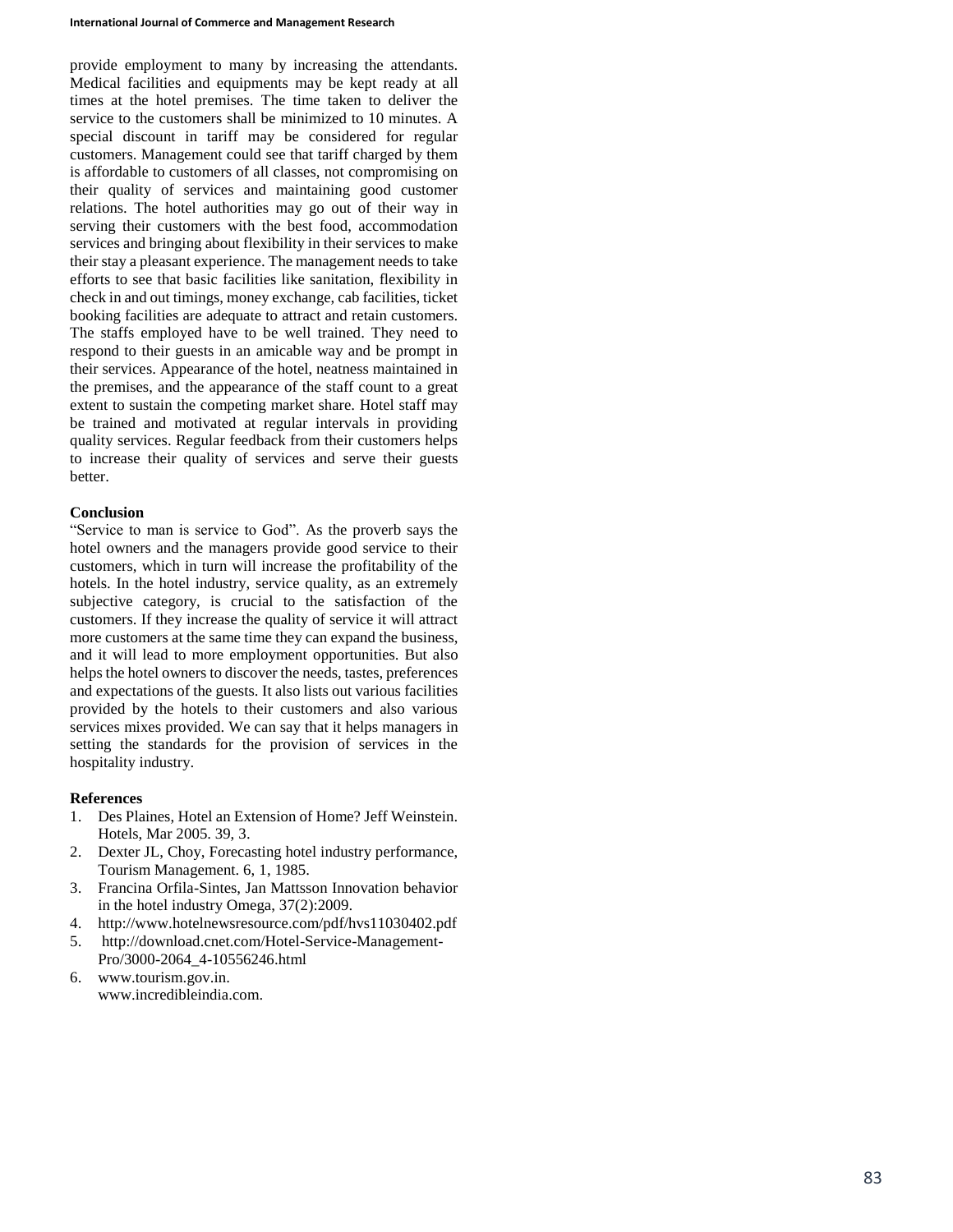provide employment to many by increasing the attendants. Medical facilities and equipments may be kept ready at all times at the hotel premises. The time taken to deliver the service to the customers shall be minimized to 10 minutes. A special discount in tariff may be considered for regular customers. Management could see that tariff charged by them is affordable to customers of all classes, not compromising on their quality of services and maintaining good customer relations. The hotel authorities may go out of their way in serving their customers with the best food, accommodation services and bringing about flexibility in their services to make their stay a pleasant experience. The management needs to take efforts to see that basic facilities like sanitation, flexibility in check in and out timings, money exchange, cab facilities, ticket booking facilities are adequate to attract and retain customers. The staffs employed have to be well trained. They need to respond to their guests in an amicable way and be prompt in their services. Appearance of the hotel, neatness maintained in the premises, and the appearance of the staff count to a great extent to sustain the competing market share. Hotel staff may be trained and motivated at regular intervals in providing quality services. Regular feedback from their customers helps to increase their quality of services and serve their guests better.

## Conclusion

"Service to man is service to God". As the proverb says the hotel owners and the managers provide good service to their customers, which in turn will increase the profitability of the hotels. In the hotel industry, service quality, as an extremely subjective category, is crucial to the satisfaction of the customers. If they increase the quality of service it will attract more customers at the same time they can expand the business, and it will lead to more employment opportunities. But also helps the hotel owners to discover the needs, tastes, preferences and expectations of the guests. It also lists out various facilities provided by the hotels to their customers and also various services mixes provided. We can say that it helps managers in setting the standards for the provision of services in the hospitality industry.

## References

1. Des Plaines, Hotel an Extension of Home? Jeff Weinstein. Hotels, Mar 2005. 39, 3.
2. Dexter JL, Choy, Forecasting hotel industry performance, Tourism Management. 6, 1, 1985.
3. Francina Orfila-Sintes, Jan Mattsson Innovation behavior in the hotel industry Omega, 37(2):2009.
4. http://www.hotelnewsresource.com/pdf/hvs11030402.pdf
5. http://download.cnet.com/Hotel-Service-Management-Pro/3000-2064_4-10556246.html
6. www.tourism.gov.in.
   www.incredibleindia.com.